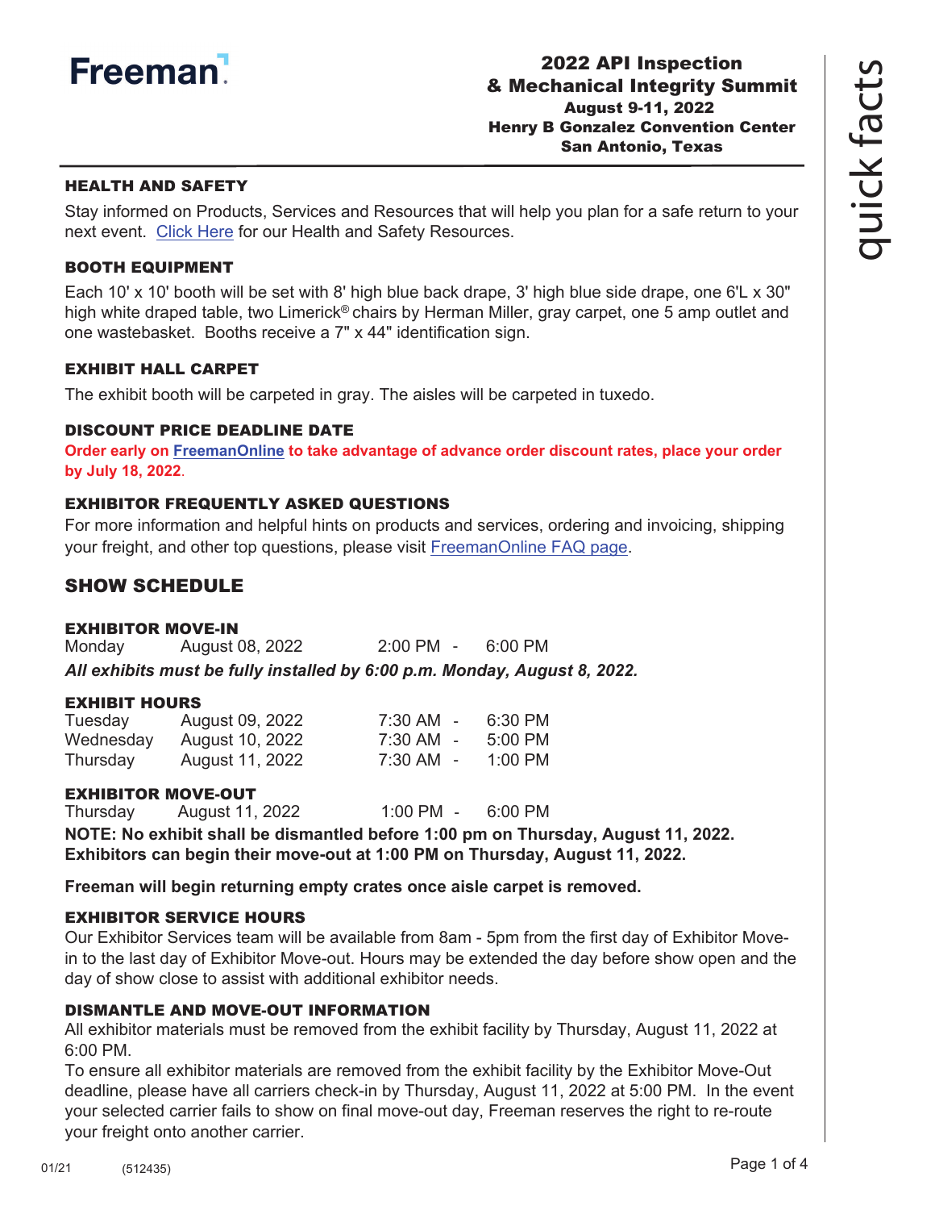Freeman

# 2022 API Inspection & Mechanical Integrity Summit

**August 9-11, 2022**
**Henry B Gonzalez Convention Center**
**San Antonio, Texas**

quick facts

### HEALTH AND SAFETY

Stay informed on Products, Services and Resources that will help you plan for a safe return to your next event. Click Here for our Health and Safety Resources.

### BOOTH EQUIPMENT

Each 10' x 10' booth will be set with 8' high blue back drape, 3' high blue side drape, one 6'L x 30" high white draped table, two Limerick® chairs by Herman Miller, gray carpet, one 5 amp outlet and one wastebasket. Booths receive a 7" x 44" identification sign.

### EXHIBIT HALL CARPET

The exhibit booth will be carpeted in gray. The aisles will be carpeted in tuxedo.

### DISCOUNT PRICE DEADLINE DATE

**Order early on FreemanOnline to take advantage of advance order discount rates, place your order by July 18, 2022.**

### EXHIBITOR FREQUENTLY ASKED QUESTIONS

For more information and helpful hints on products and services, ordering and invoicing, shipping your freight, and other top questions, please visit FreemanOnline FAQ page.

## SHOW SCHEDULE

### EXHIBITOR MOVE-IN

| | | | |
|---|---|---|---|
| Monday | August 08, 2022 | 2:00 PM - | 6:00 PM |

***All exhibits must be fully installed by 6:00 p.m. Monday, August 8, 2022.***

### EXHIBIT HOURS

| | | | |
|---|---|---|---|
| Tuesday | August 09, 2022 | 7:30 AM - | 6:30 PM |
| Wednesday | August 10, 2022 | 7:30 AM - | 5:00 PM |
| Thursday | August 11, 2022 | 7:30 AM - | 1:00 PM |

### EXHIBITOR MOVE-OUT

| | | | |
|---|---|---|---|
| Thursday | August 11, 2022 | 1:00 PM - | 6:00 PM |

**NOTE: No exhibit shall be dismantled before 1:00 pm on Thursday, August 11, 2022. Exhibitors can begin their move-out at 1:00 PM on Thursday, August 11, 2022.**

**Freeman will begin returning empty crates once aisle carpet is removed.**

### EXHIBITOR SERVICE HOURS

Our Exhibitor Services team will be available from 8am - 5pm from the first day of Exhibitor Move-in to the last day of Exhibitor Move-out. Hours may be extended the day before show open and the day of show close to assist with additional exhibitor needs.

### DISMANTLE AND MOVE-OUT INFORMATION

All exhibitor materials must be removed from the exhibit facility by Thursday, August 11, 2022 at 6:00 PM.

To ensure all exhibitor materials are removed from the exhibit facility by the Exhibitor Move-Out deadline, please have all carriers check-in by Thursday, August 11, 2022 at 5:00 PM. In the event your selected carrier fails to show on final move-out day, Freeman reserves the right to re-route your freight onto another carrier.

01/21 (512435)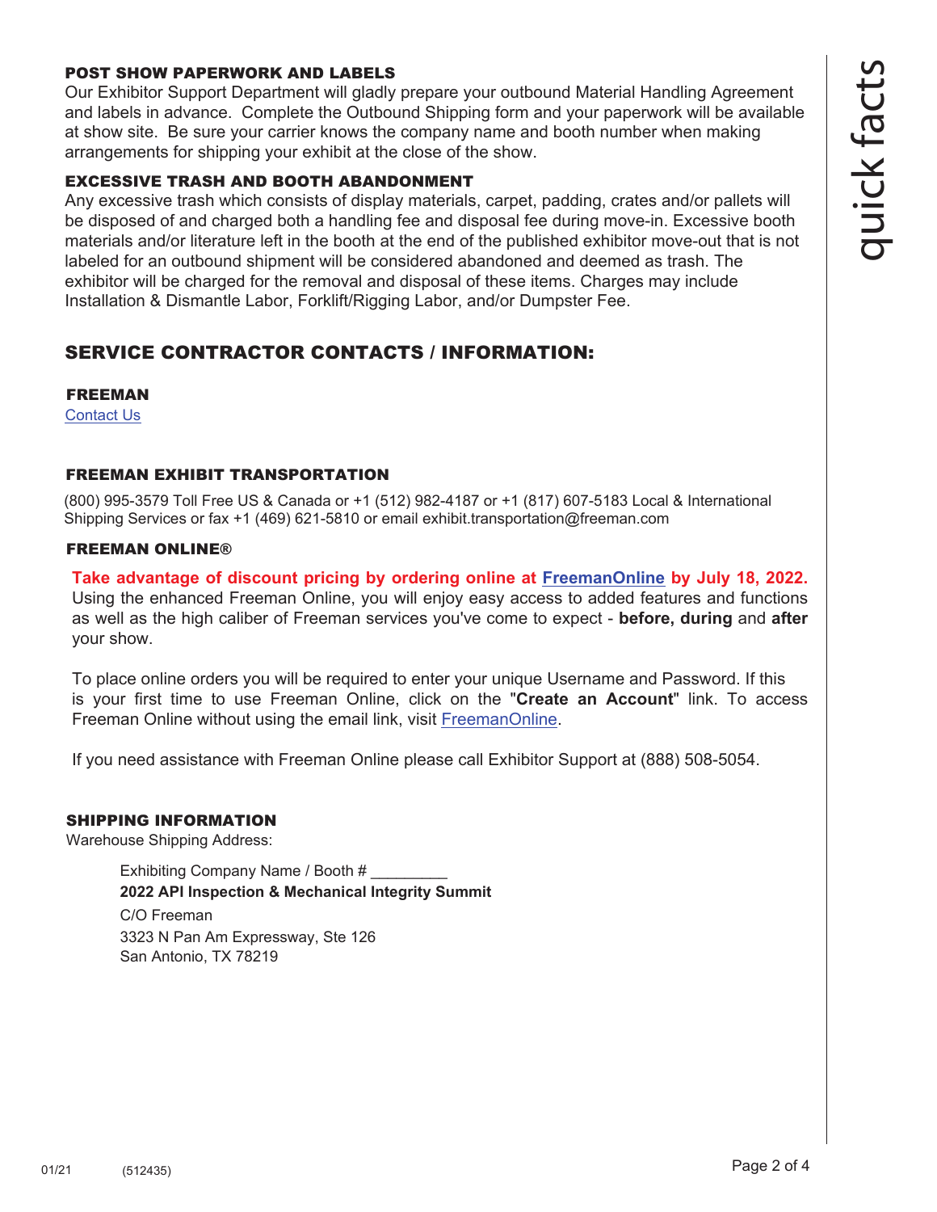### POST SHOW PAPERWORK AND LABELS

Our Exhibitor Support Department will gladly prepare your outbound Material Handling Agreement and labels in advance. Complete the Outbound Shipping form and your paperwork will be available at show site. Be sure your carrier knows the company name and booth number when making arrangements for shipping your exhibit at the close of the show.

### EXCESSIVE TRASH AND BOOTH ABANDONMENT

Any excessive trash which consists of display materials, carpet, padding, crates and/or pallets will be disposed of and charged both a handling fee and disposal fee during move-in. Excessive booth materials and/or literature left in the booth at the end of the published exhibitor move-out that is not labeled for an outbound shipment will be considered abandoned and deemed as trash. The exhibitor will be charged for the removal and disposal of these items. Charges may include Installation & Dismantle Labor, Forklift/Rigging Labor, and/or Dumpster Fee.

## SERVICE CONTRACTOR CONTACTS / INFORMATION:

### FREEMAN

Contact Us

### FREEMAN EXHIBIT TRANSPORTATION

(800) 995-3579 Toll Free US & Canada or +1 (512) 982-4187 or +1 (817) 607-5183 Local & International Shipping Services or fax +1 (469) 621-5810 or email exhibit.transportation@freeman.com

### FREEMAN ONLINE®

**Take advantage of discount pricing by ordering online at FreemanOnline by July 18, 2022.** Using the enhanced Freeman Online, you will enjoy easy access to added features and functions as well as the high caliber of Freeman services you've come to expect - **before, during** and **after** your show.

To place online orders you will be required to enter your unique Username and Password. If this is your first time to use Freeman Online, click on the "**Create an Account**" link. To access Freeman Online without using the email link, visit FreemanOnline.

If you need assistance with Freeman Online please call Exhibitor Support at (888) 508-5054.

### SHIPPING INFORMATION

Warehouse Shipping Address:

Exhibiting Company Name / Booth # _________
**2022 API Inspection & Mechanical Integrity Summit**
C/O Freeman
3323 N Pan Am Expressway, Ste 126
San Antonio, TX 78219

01/21 (512435)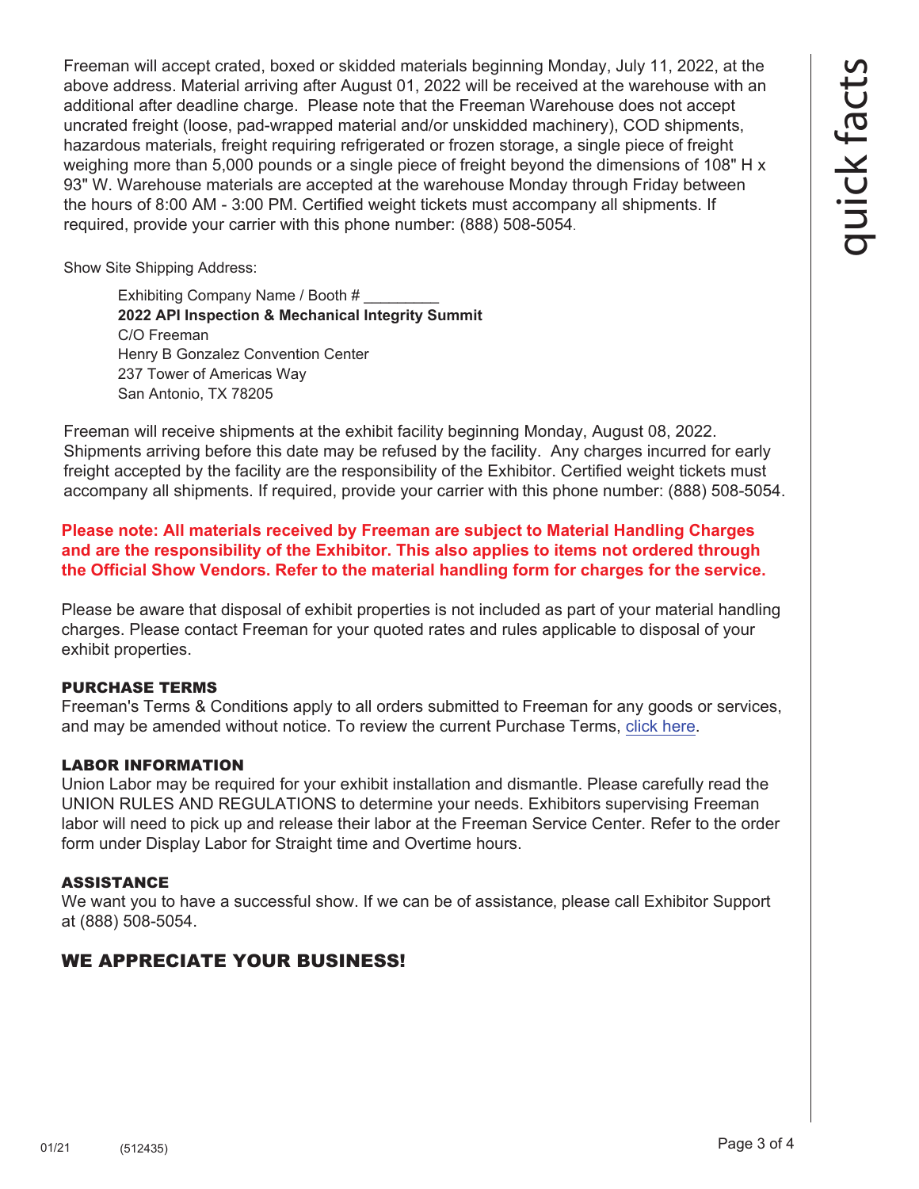Freeman will accept crated, boxed or skidded materials beginning Monday, July 11, 2022, at the above address. Material arriving after August 01, 2022 will be received at the warehouse with an additional after deadline charge. Please note that the Freeman Warehouse does not accept uncrated freight (loose, pad-wrapped material and/or unskidded machinery), COD shipments, hazardous materials, freight requiring refrigerated or frozen storage, a single piece of freight weighing more than 5,000 pounds or a single piece of freight beyond the dimensions of 108" H x 93" W. Warehouse materials are accepted at the warehouse Monday through Friday between the hours of 8:00 AM - 3:00 PM. Certified weight tickets must accompany all shipments. If required, provide your carrier with this phone number: (888) 508-5054.

Show Site Shipping Address:

> Exhibiting Company Name / Booth # _________
> **2022 API Inspection & Mechanical Integrity Summit**
> C/O Freeman
> Henry B Gonzalez Convention Center
> 237 Tower of Americas Way
> San Antonio, TX 78205

Freeman will receive shipments at the exhibit facility beginning Monday, August 08, 2022. Shipments arriving before this date may be refused by the facility. Any charges incurred for early freight accepted by the facility are the responsibility of the Exhibitor. Certified weight tickets must accompany all shipments. If required, provide your carrier with this phone number: (888) 508-5054.

**Please note: All materials received by Freeman are subject to Material Handling Charges and are the responsibility of the Exhibitor. This also applies to items not ordered through the Official Show Vendors. Refer to the material handling form for charges for the service.**

Please be aware that disposal of exhibit properties is not included as part of your material handling charges. Please contact Freeman for your quoted rates and rules applicable to disposal of your exhibit properties.

### PURCHASE TERMS

Freeman's Terms & Conditions apply to all orders submitted to Freeman for any goods or services, and may be amended without notice. To review the current Purchase Terms, click here.

### LABOR INFORMATION

Union Labor may be required for your exhibit installation and dismantle. Please carefully read the UNION RULES AND REGULATIONS to determine your needs. Exhibitors supervising Freeman labor will need to pick up and release their labor at the Freeman Service Center. Refer to the order form under Display Labor for Straight time and Overtime hours.

### ASSISTANCE

We want you to have a successful show. If we can be of assistance, please call Exhibitor Support at (888) 508-5054.

## WE APPRECIATE YOUR BUSINESS!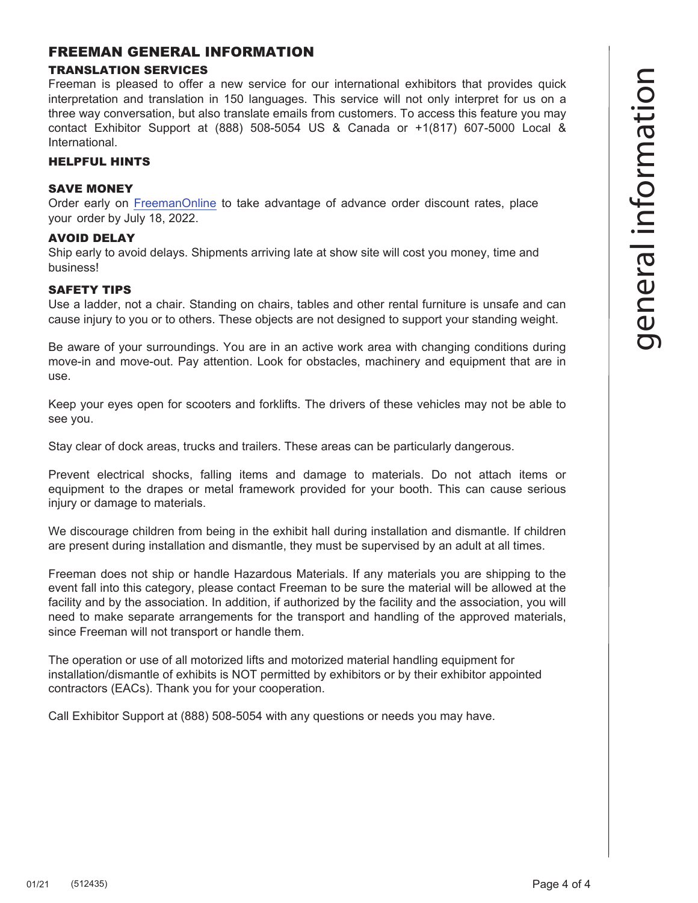## FREEMAN GENERAL INFORMATION

### TRANSLATION SERVICES

Freeman is pleased to offer a new service for our international exhibitors that provides quick interpretation and translation in 150 languages. This service will not only interpret for us on a three way conversation, but also translate emails from customers. To access this feature you may contact Exhibitor Support at (888) 508-5054 US & Canada or +1(817) 607-5000 Local & International.

### HELPFUL HINTS

### SAVE MONEY

Order early on FreemanOnline to take advantage of advance order discount rates, place your order by July 18, 2022.

### AVOID DELAY

Ship early to avoid delays. Shipments arriving late at show site will cost you money, time and business!

### SAFETY TIPS

Use a ladder, not a chair. Standing on chairs, tables and other rental furniture is unsafe and can cause injury to you or to others. These objects are not designed to support your standing weight.

Be aware of your surroundings. You are in an active work area with changing conditions during move-in and move-out. Pay attention. Look for obstacles, machinery and equipment that are in use.

Keep your eyes open for scooters and forklifts. The drivers of these vehicles may not be able to see you.

Stay clear of dock areas, trucks and trailers. These areas can be particularly dangerous.

Prevent electrical shocks, falling items and damage to materials. Do not attach items or equipment to the drapes or metal framework provided for your booth. This can cause serious injury or damage to materials.

We discourage children from being in the exhibit hall during installation and dismantle. If children are present during installation and dismantle, they must be supervised by an adult at all times.

Freeman does not ship or handle Hazardous Materials. If any materials you are shipping to the event fall into this category, please contact Freeman to be sure the material will be allowed at the facility and by the association. In addition, if authorized by the facility and the association, you will need to make separate arrangements for the transport and handling of the approved materials, since Freeman will not transport or handle them.

The operation or use of all motorized lifts and motorized material handling equipment for installation/dismantle of exhibits is NOT permitted by exhibitors or by their exhibitor appointed contractors (EACs). Thank you for your cooperation.

Call Exhibitor Support at (888) 508-5054 with any questions or needs you may have.